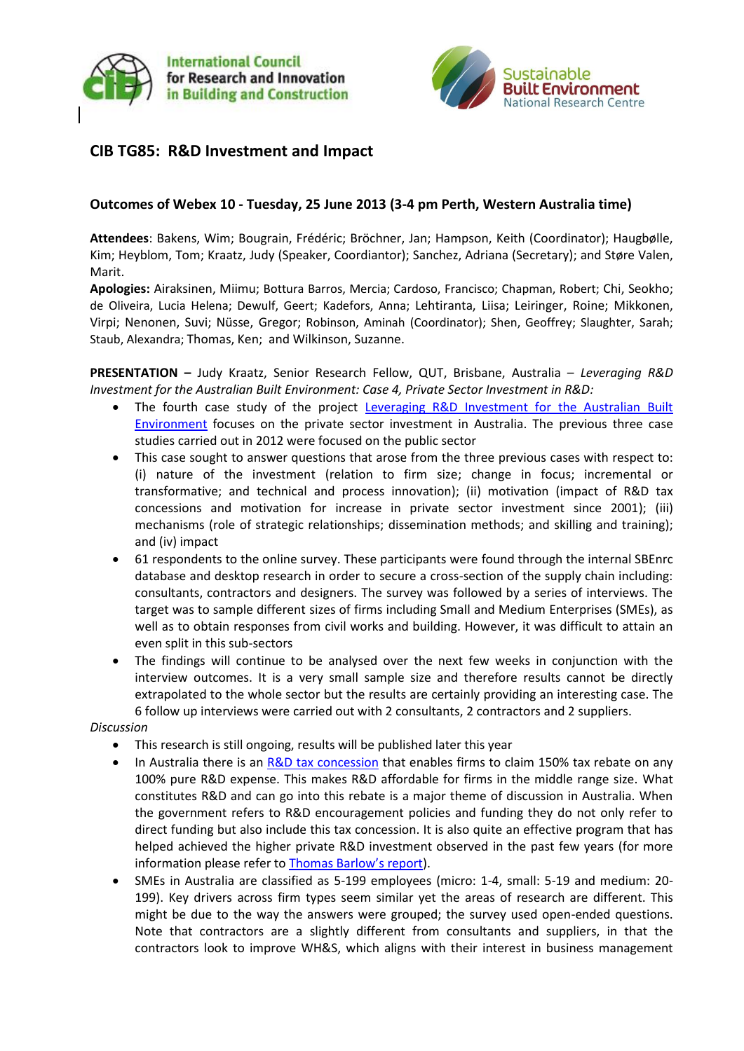International Council for Research and Innovation in Building and Construction

Sustainable Built Environment National Research Centre

## CIB TG85: R&D Investment and Impact

### Outcomes of Webex 10 - Tuesday, 25 June 2013 (3-4 pm Perth, Western Australia time)

**Attendees**: Bakens, Wim; Bougrain, Frédéric; Bröchner, Jan; Hampson, Keith (Coordinator); Haugbølle, Kim; Heyblom, Tom; Kraatz, Judy (Speaker, Coordiantor); Sanchez, Adriana (Secretary); and Støre Valen, Marit.

**Apologies:** Airaksinen, Miimu; Bottura Barros, Mercia; Cardoso, Francisco; Chapman, Robert; Chi, Seokho; de Oliveira, Lucia Helena; Dewulf, Geert; Kadefors, Anna; Lehtiranta, Liisa; Leiringer, Roine; Mikkonen, Virpi; Nenonen, Suvi; Nüsse, Gregor; Robinson, Aminah (Coordinator); Shen, Geoffrey; Slaughter, Sarah; Staub, Alexandra; Thomas, Ken; and Wilkinson, Suzanne.

**PRESENTATION –** Judy Kraatz, Senior Research Fellow, QUT, Brisbane, Australia – *Leveraging R&D Investment for the Australian Built Environment: Case 4, Private Sector Investment in R&D:*

- The fourth case study of the project Leveraging R&D Investment for the Australian Built Environment focuses on the private sector investment in Australia. The previous three case studies carried out in 2012 were focused on the public sector
- This case sought to answer questions that arose from the three previous cases with respect to: (i) nature of the investment (relation to firm size; change in focus; incremental or transformative; and technical and process innovation); (ii) motivation (impact of R&D tax concessions and motivation for increase in private sector investment since 2001); (iii) mechanisms (role of strategic relationships; dissemination methods; and skilling and training); and (iv) impact
- 61 respondents to the online survey. These participants were found through the internal SBEnrc database and desktop research in order to secure a cross-section of the supply chain including: consultants, contractors and designers. The survey was followed by a series of interviews. The target was to sample different sizes of firms including Small and Medium Enterprises (SMEs), as well as to obtain responses from civil works and building. However, it was difficult to attain an even split in this sub-sectors
- The findings will continue to be analysed over the next few weeks in conjunction with the interview outcomes. It is a very small sample size and therefore results cannot be directly extrapolated to the whole sector but the results are certainly providing an interesting case. The 6 follow up interviews were carried out with 2 consultants, 2 contractors and 2 suppliers.

*Discussion*

- This research is still ongoing, results will be published later this year
- In Australia there is an R&D tax concession that enables firms to claim 150% tax rebate on any 100% pure R&D expense. This makes R&D affordable for firms in the middle range size. What constitutes R&D and can go into this rebate is a major theme of discussion in Australia. When the government refers to R&D encouragement policies and funding they do not only refer to direct funding but also include this tax concession. It is also quite an effective program that has helped achieved the higher private R&D investment observed in the past few years (for more information please refer to Thomas Barlow's report).
- SMEs in Australia are classified as 5-199 employees (micro: 1-4, small: 5-19 and medium: 20-199). Key drivers across firm types seem similar yet the areas of research are different. This might be due to the way the answers were grouped; the survey used open-ended questions. Note that contractors are a slightly different from consultants and suppliers, in that the contractors look to improve WH&S, which aligns with their interest in business management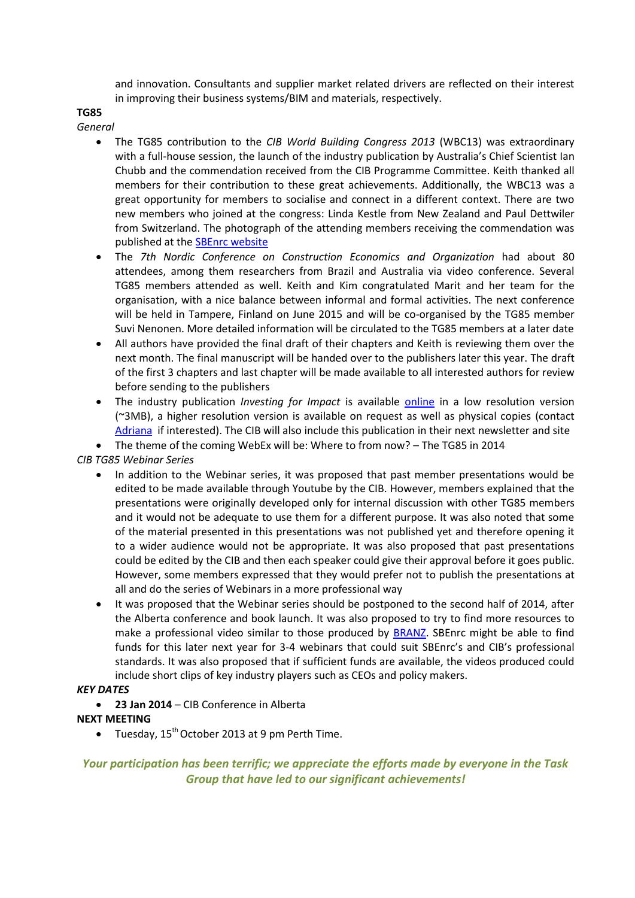and innovation. Consultants and supplier market related drivers are reflected on their interest in improving their business systems/BIM and materials, respectively.

**TG85**

*General*

- The TG85 contribution to the *CIB World Building Congress 2013* (WBC13) was extraordinary with a full-house session, the launch of the industry publication by Australia's Chief Scientist Ian Chubb and the commendation received from the CIB Programme Committee. Keith thanked all members for their contribution to these great achievements. Additionally, the WBC13 was a great opportunity for members to socialise and connect in a different context. There are two new members who joined at the congress: Linda Kestle from New Zealand and Paul Dettwiler from Switzerland. The photograph of the attending members receiving the commendation was published at the SBEnrc website
- The *7th Nordic Conference on Construction Economics and Organization* had about 80 attendees, among them researchers from Brazil and Australia via video conference. Several TG85 members attended as well. Keith and Kim congratulated Marit and her team for the organisation, with a nice balance between informal and formal activities. The next conference will be held in Tampere, Finland on June 2015 and will be co-organised by the TG85 member Suvi Nenonen. More detailed information will be circulated to the TG85 members at a later date
- All authors have provided the final draft of their chapters and Keith is reviewing them over the next month. The final manuscript will be handed over to the publishers later this year. The draft of the first 3 chapters and last chapter will be made available to all interested authors for review before sending to the publishers
- The industry publication *Investing for Impact* is available online in a low resolution version (~3MB), a higher resolution version is available on request as well as physical copies (contact Adriana if interested). The CIB will also include this publication in their next newsletter and site
- The theme of the coming WebEx will be: Where to from now? – The TG85 in 2014

*CIB TG85 Webinar Series*

- In addition to the Webinar series, it was proposed that past member presentations would be edited to be made available through Youtube by the CIB. However, members explained that the presentations were originally developed only for internal discussion with other TG85 members and it would not be adequate to use them for a different purpose. It was also noted that some of the material presented in this presentations was not published yet and therefore opening it to a wider audience would not be appropriate. It was also proposed that past presentations could be edited by the CIB and then each speaker could give their approval before it goes public. However, some members expressed that they would prefer not to publish the presentations at all and do the series of Webinars in a more professional way
- It was proposed that the Webinar series should be postponed to the second half of 2014, after the Alberta conference and book launch. It was also proposed to try to find more resources to make a professional video similar to those produced by BRANZ. SBEnrc might be able to find funds for this later next year for 3-4 webinars that could suit SBEnrc's and CIB's professional standards. It was also proposed that if sufficient funds are available, the videos produced could include short clips of key industry players such as CEOs and policy makers.

***KEY DATES***

- **23 Jan 2014** – CIB Conference in Alberta

**NEXT MEETING**

- Tuesday, 15th October 2013 at 9 pm Perth Time.

***Your participation has been terrific; we appreciate the efforts made by everyone in the Task Group that have led to our significant achievements!***